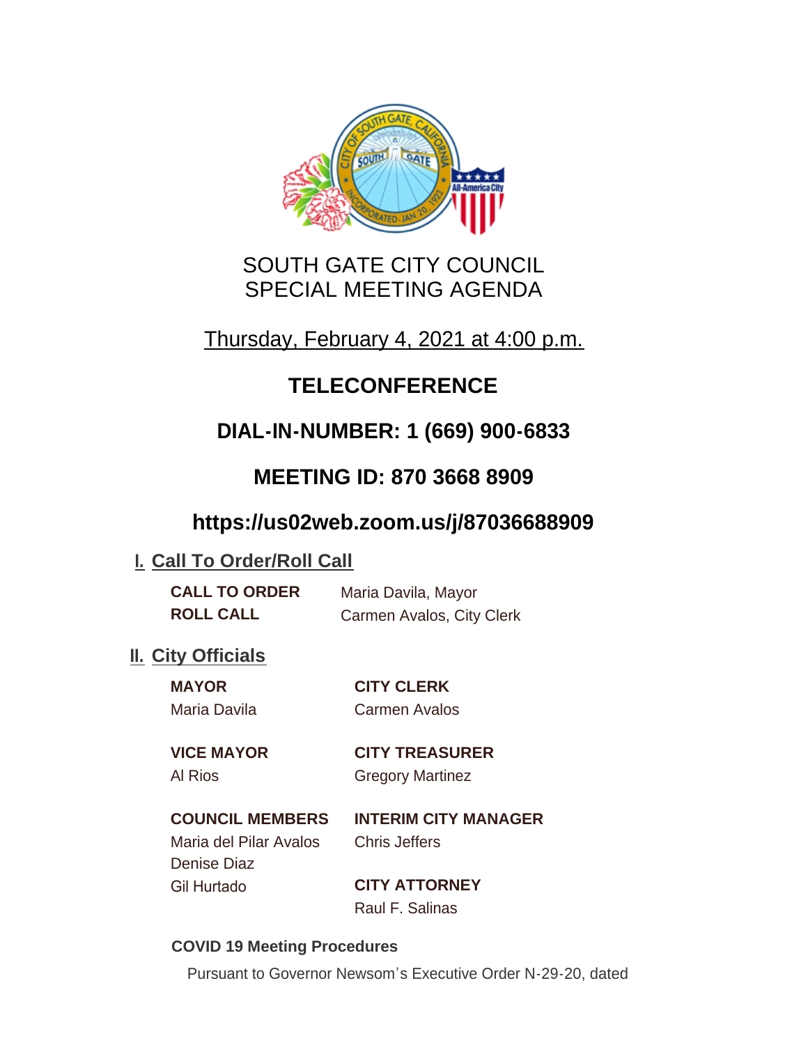# SOUTH GATE CITY COUNCIL
# SPECIAL MEETING AGENDA

Thursday, February 4, 2021 at 4:00 p.m.

## TELECONFERENCE

## DIAL-IN-NUMBER: 1 (669) 900-6833

## MEETING ID: 870 3668 8909

## https://us02web.zoom.us/j/87036688909

## I. Call To Order/Roll Call

**CALL TO ORDER** Maria Davila, Mayor

**ROLL CALL** Carmen Avalos, City Clerk

## II. City Officials

**MAYOR**
Maria Davila

**CITY CLERK**
Carmen Avalos

**VICE MAYOR**
Al Rios

**CITY TREASURER**
Gregory Martinez

**COUNCIL MEMBERS**
Maria del Pilar Avalos
Denise Diaz
Gil Hurtado

**INTERIM CITY MANAGER**
Chris Jeffers

**CITY ATTORNEY**
Raul F. Salinas

**COVID 19 Meeting Procedures**

Pursuant to Governor Newsom's Executive Order N-29-20, dated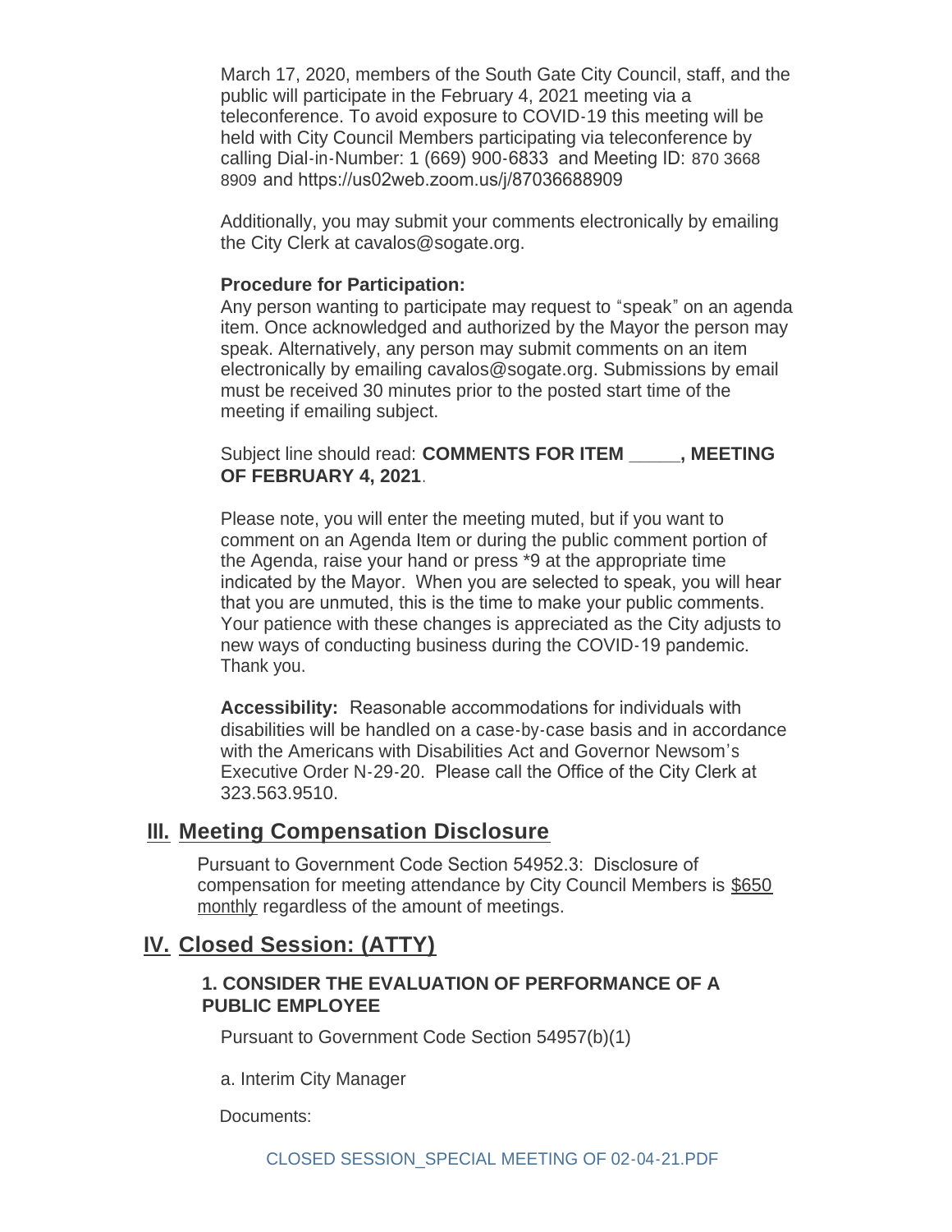March 17, 2020, members of the South Gate City Council, staff, and the public will participate in the February 4, 2021 meeting via a teleconference. To avoid exposure to COVID-19 this meeting will be held with City Council Members participating via teleconference by calling Dial-in-Number: 1 (669) 900-6833 and Meeting ID: 870 3668 8909 and https://us02web.zoom.us/j/87036688909

Additionally, you may submit your comments electronically by emailing the City Clerk at cavalos@sogate.org.

**Procedure for Participation:**
Any person wanting to participate may request to "speak" on an agenda item. Once acknowledged and authorized by the Mayor the person may speak. Alternatively, any person may submit comments on an item electronically by emailing cavalos@sogate.org. Submissions by email must be received 30 minutes prior to the posted start time of the meeting if emailing subject.

Subject line should read: **COMMENTS FOR ITEM _____, MEETING OF FEBRUARY 4, 2021**.

Please note, you will enter the meeting muted, but if you want to comment on an Agenda Item or during the public comment portion of the Agenda, raise your hand or press *9 at the appropriate time indicated by the Mayor. When you are selected to speak, you will hear that you are unmuted, this is the time to make your public comments. Your patience with these changes is appreciated as the City adjusts to new ways of conducting business during the COVID-19 pandemic. Thank you.

**Accessibility:** Reasonable accommodations for individuals with disabilities will be handled on a case-by-case basis and in accordance with the Americans with Disabilities Act and Governor Newsom's Executive Order N-29-20. Please call the Office of the City Clerk at 323.563.9510.

## III. Meeting Compensation Disclosure

Pursuant to Government Code Section 54952.3: Disclosure of compensation for meeting attendance by City Council Members is $650 monthly regardless of the amount of meetings.

## IV. Closed Session: (ATTY)

### 1. CONSIDER THE EVALUATION OF PERFORMANCE OF A PUBLIC EMPLOYEE

Pursuant to Government Code Section 54957(b)(1)

a. Interim City Manager

Documents:

CLOSED SESSION_SPECIAL MEETING OF 02-04-21.PDF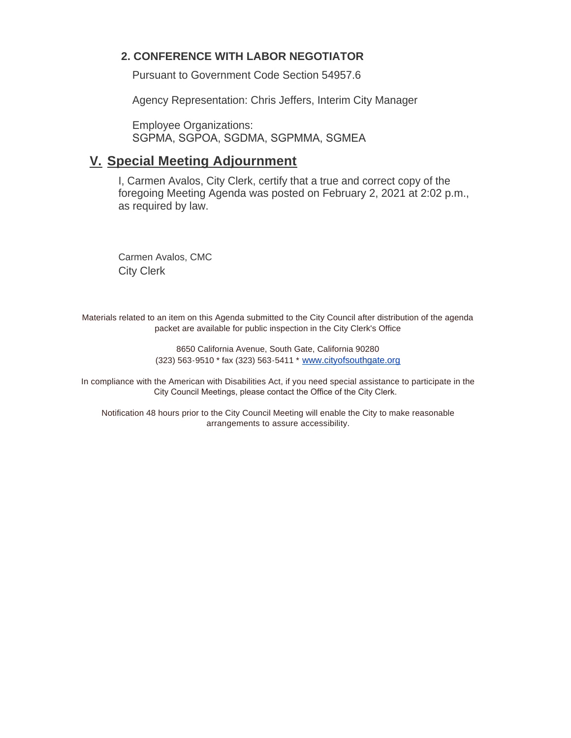### 2. CONFERENCE WITH LABOR NEGOTIATOR

Pursuant to Government Code Section 54957.6

Agency Representation: Chris Jeffers, Interim City Manager

Employee Organizations:
SGPMA, SGPOA, SGDMA, SGPMMA, SGMEA

## V. Special Meeting Adjournment

I, Carmen Avalos, City Clerk, certify that a true and correct copy of the foregoing Meeting Agenda was posted on February 2, 2021 at 2:02 p.m., as required by law.

Carmen Avalos, CMC
City Clerk

Materials related to an item on this Agenda submitted to the City Council after distribution of the agenda packet are available for public inspection in the City Clerk's Office

8650 California Avenue, South Gate, California 90280
(323) 563-9510 * fax (323) 563-5411 * www.cityofsouthgate.org

In compliance with the American with Disabilities Act, if you need special assistance to participate in the City Council Meetings, please contact the Office of the City Clerk.

Notification 48 hours prior to the City Council Meeting will enable the City to make reasonable arrangements to assure accessibility.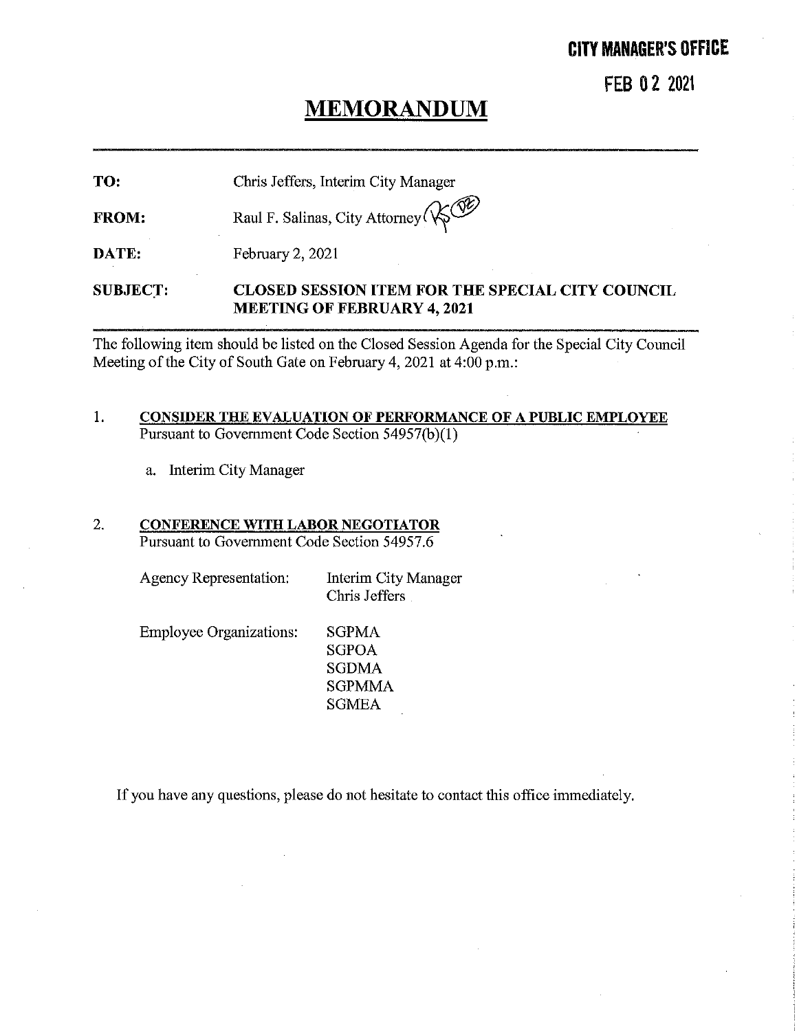**CITY MANAGER'S OFFICE**

FEB 02 2021

# MEMORANDUM

| | |
|---|---|
| **TO:** | Chris Jeffers, Interim City Manager |
| **FROM:** | Raul F. Salinas, City Attorney |
| **DATE:** | February 2, 2021 |
| **SUBJECT:** | **CLOSED SESSION ITEM FOR THE SPECIAL CITY COUNCIL MEETING OF FEBRUARY 4, 2021** |

The following item should be listed on the Closed Session Agenda for the Special City Council Meeting of the City of South Gate on February 4, 2021 at 4:00 p.m.:

1. **CONSIDER THE EVALUATION OF PERFORMANCE OF A PUBLIC EMPLOYEE**
   Pursuant to Government Code Section 54957(b)(1)

   a. Interim City Manager

2. **CONFERENCE WITH LABOR NEGOTIATOR**
   Pursuant to Government Code Section 54957.6

   Agency Representation: Interim City Manager
   Chris Jeffers

   Employee Organizations: SGPMA
   SGPOA
   SGDMA
   SGPMMA
   SGMEA

If you have any questions, please do not hesitate to contact this office immediately.